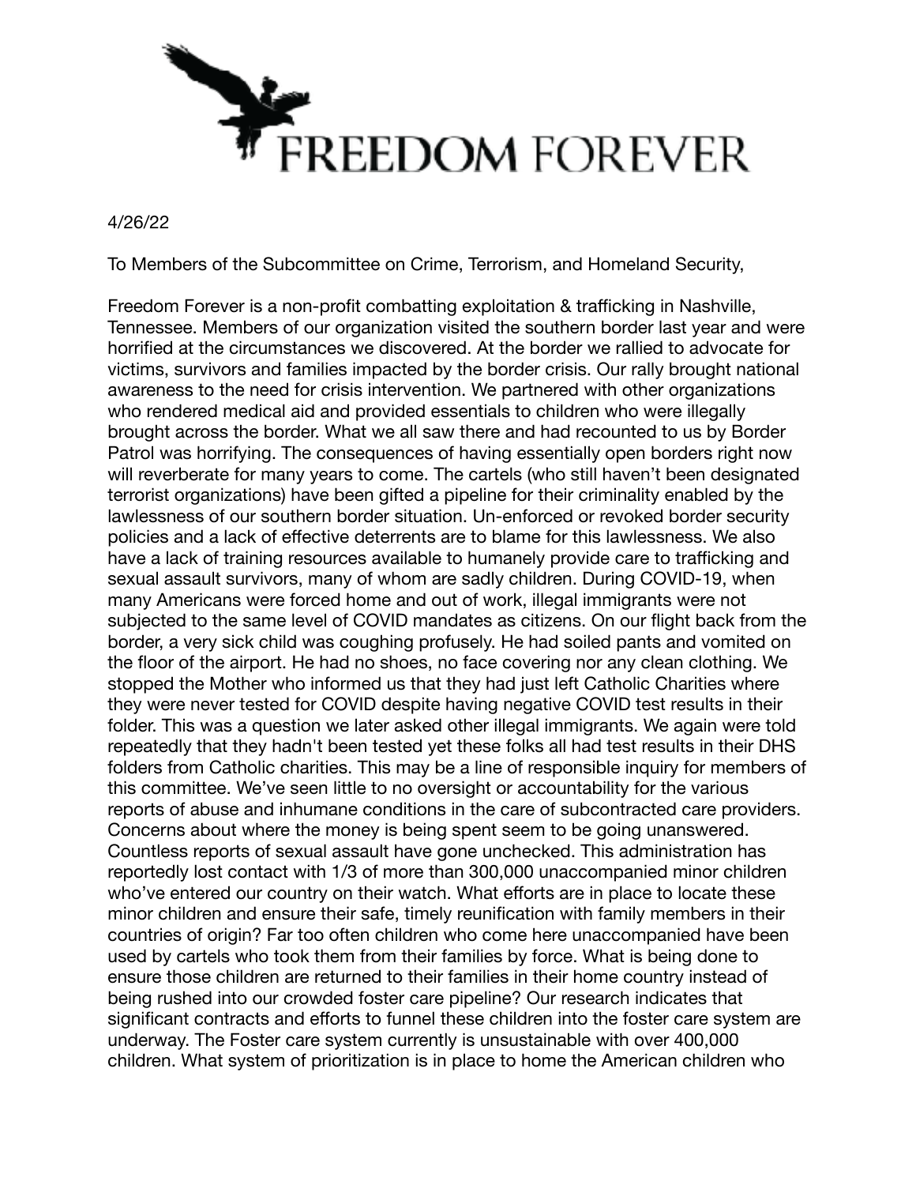# FREEDOM FOREVER

4/26/22

To Members of the Subcommittee on Crime, Terrorism, and Homeland Security,

Freedom Forever is a non-profit combatting exploitation & trafficking in Nashville, Tennessee. Members of our organization visited the southern border last year and were horrified at the circumstances we discovered. At the border we rallied to advocate for victims, survivors and families impacted by the border crisis. Our rally brought national awareness to the need for crisis intervention. We partnered with other organizations who rendered medical aid and provided essentials to children who were illegally brought across the border. What we all saw there and had recounted to us by Border Patrol was horrifying. The consequences of having essentially open borders right now will reverberate for many years to come. The cartels (who still haven't been designated terrorist organizations) have been gifted a pipeline for their criminality enabled by the lawlessness of our southern border situation. Un-enforced or revoked border security policies and a lack of effective deterrents are to blame for this lawlessness. We also have a lack of training resources available to humanely provide care to trafficking and sexual assault survivors, many of whom are sadly children. During COVID-19, when many Americans were forced home and out of work, illegal immigrants were not subjected to the same level of COVID mandates as citizens. On our flight back from the border, a very sick child was coughing profusely. He had soiled pants and vomited on the floor of the airport. He had no shoes, no face covering nor any clean clothing. We stopped the Mother who informed us that they had just left Catholic Charities where they were never tested for COVID despite having negative COVID test results in their folder. This was a question we later asked other illegal immigrants. We again were told repeatedly that they hadn't been tested yet these folks all had test results in their DHS folders from Catholic charities. This may be a line of responsible inquiry for members of this committee. We've seen little to no oversight or accountability for the various reports of abuse and inhumane conditions in the care of subcontracted care providers. Concerns about where the money is being spent seem to be going unanswered. Countless reports of sexual assault have gone unchecked. This administration has reportedly lost contact with 1/3 of more than 300,000 unaccompanied minor children who've entered our country on their watch. What efforts are in place to locate these minor children and ensure their safe, timely reunification with family members in their countries of origin? Far too often children who come here unaccompanied have been used by cartels who took them from their families by force. What is being done to ensure those children are returned to their families in their home country instead of being rushed into our crowded foster care pipeline? Our research indicates that significant contracts and efforts to funnel these children into the foster care system are underway. The Foster care system currently is unsustainable with over 400,000 children. What system of prioritization is in place to home the American children who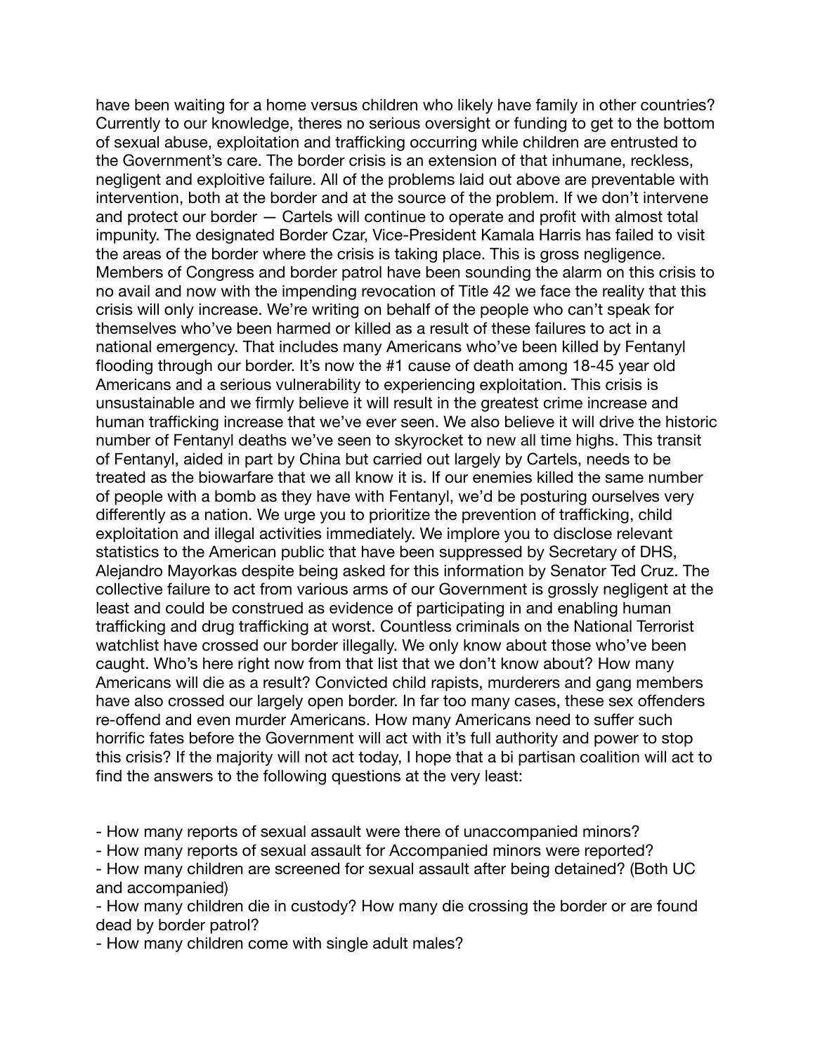have been waiting for a home versus children who likely have family in other countries? Currently to our knowledge, theres no serious oversight or funding to get to the bottom of sexual abuse, exploitation and trafficking occurring while children are entrusted to the Government's care. The border crisis is an extension of that inhumane, reckless, negligent and exploitive failure. All of the problems laid out above are preventable with intervention, both at the border and at the source of the problem. If we don't intervene and protect our border — Cartels will continue to operate and profit with almost total impunity. The designated Border Czar, Vice-President Kamala Harris has failed to visit the areas of the border where the crisis is taking place. This is gross negligence. Members of Congress and border patrol have been sounding the alarm on this crisis to no avail and now with the impending revocation of Title 42 we face the reality that this crisis will only increase. We're writing on behalf of the people who can't speak for themselves who've been harmed or killed as a result of these failures to act in a national emergency. That includes many Americans who've been killed by Fentanyl flooding through our border. It's now the #1 cause of death among 18-45 year old Americans and a serious vulnerability to experiencing exploitation. This crisis is unsustainable and we firmly believe it will result in the greatest crime increase and human trafficking increase that we've ever seen. We also believe it will drive the historic number of Fentanyl deaths we've seen to skyrocket to new all time highs. This transit of Fentanyl, aided in part by China but carried out largely by Cartels, needs to be treated as the biowarfare that we all know it is. If our enemies killed the same number of people with a bomb as they have with Fentanyl, we'd be posturing ourselves very differently as a nation. We urge you to prioritize the prevention of trafficking, child exploitation and illegal activities immediately. We implore you to disclose relevant statistics to the American public that have been suppressed by Secretary of DHS, Alejandro Mayorkas despite being asked for this information by Senator Ted Cruz. The collective failure to act from various arms of our Government is grossly negligent at the least and could be construed as evidence of participating in and enabling human trafficking and drug trafficking at worst. Countless criminals on the National Terrorist watchlist have crossed our border illegally. We only know about those who've been caught. Who's here right now from that list that we don't know about? How many Americans will die as a result? Convicted child rapists, murderers and gang members have also crossed our largely open border. In far too many cases, these sex offenders re-offend and even murder Americans. How many Americans need to suffer such horrific fates before the Government will act with it's full authority and power to stop this crisis? If the majority will not act today, I hope that a bi partisan coalition will act to find the answers to the following questions at the very least:

- How many reports of sexual assault were there of unaccompanied minors?
- How many reports of sexual assault for Accompanied minors were reported?
- How many children are screened for sexual assault after being detained? (Both UC and accompanied)
- How many children die in custody? How many die crossing the border or are found dead by border patrol?
- How many children come with single adult males?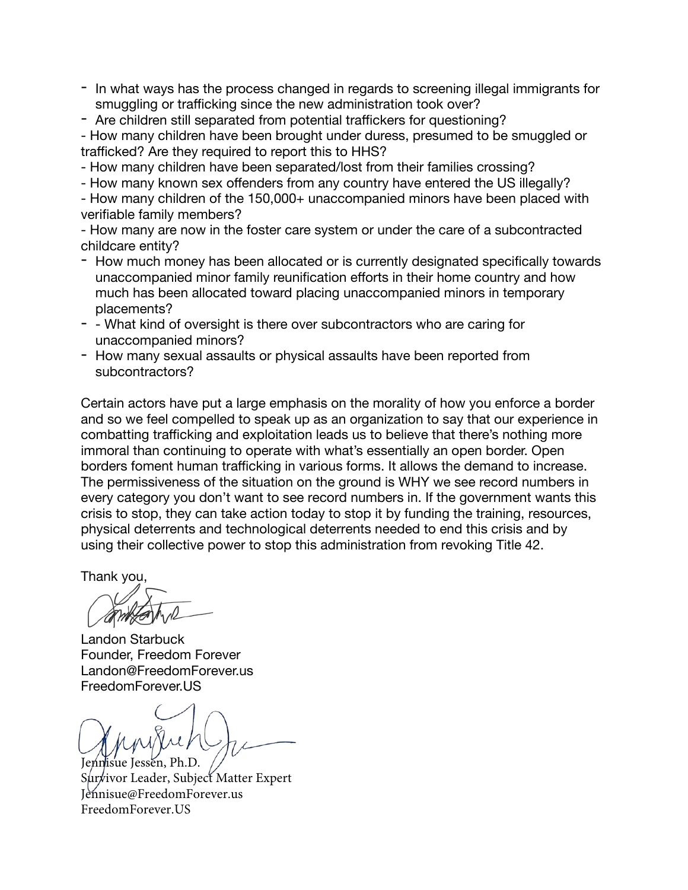- In what ways has the process changed in regards to screening illegal immigrants for smuggling or trafficking since the new administration took over?
- Are children still separated from potential traffickers for questioning?
- How many children have been brought under duress, presumed to be smuggled or trafficked? Are they required to report this to HHS?
- How many children have been separated/lost from their families crossing?
- How many known sex offenders from any country have entered the US illegally?
- How many children of the 150,000+ unaccompanied minors have been placed with verifiable family members?
- How many are now in the foster care system or under the care of a subcontracted childcare entity?
- How much money has been allocated or is currently designated specifically towards unaccompanied minor family reunification efforts in their home country and how much has been allocated toward placing unaccompanied minors in temporary placements?
- - What kind of oversight is there over subcontractors who are caring for unaccompanied minors?
- How many sexual assaults or physical assaults have been reported from subcontractors?

Certain actors have put a large emphasis on the morality of how you enforce a border and so we feel compelled to speak up as an organization to say that our experience in combatting trafficking and exploitation leads us to believe that there's nothing more immoral than continuing to operate with what's essentially an open border. Open borders foment human trafficking in various forms. It allows the demand to increase. The permissiveness of the situation on the ground is WHY we see record numbers in every category you don't want to see record numbers in. If the government wants this crisis to stop, they can take action today to stop it by funding the training, resources, physical deterrents and technological deterrents needed to end this crisis and by using their collective power to stop this administration from revoking Title 42.

Thank you,

Landon Starbuck
Founder, Freedom Forever
Landon@FreedomForever.us
FreedomForever.US

Jennisue Jessen, Ph.D.
Survivor Leader, Subject Matter Expert
Jennisue@FreedomForever.us
FreedomForever.US